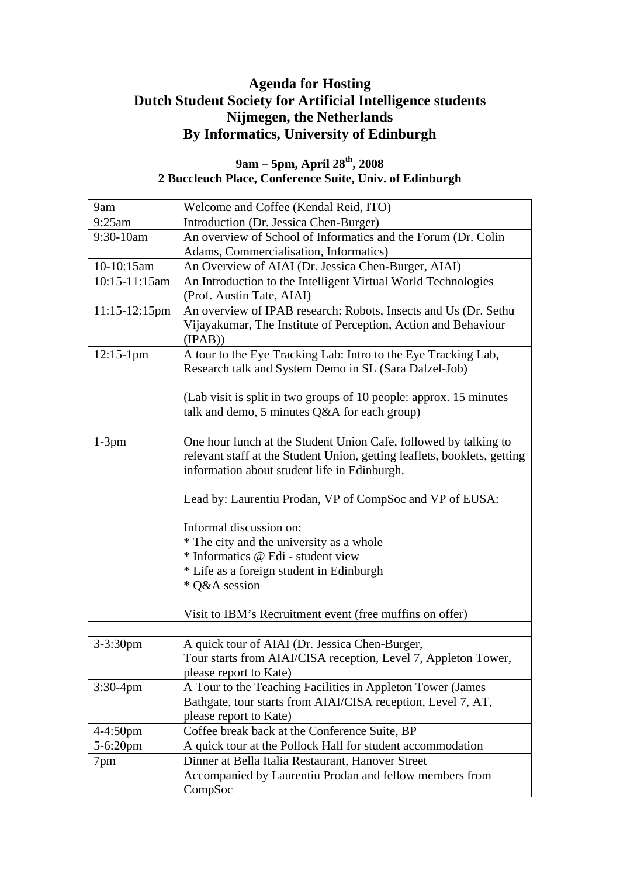# Agenda for Hosting
# Dutch Student Society for Artificial Intelligence students
# Nijmegen, the Netherlands
# By Informatics, University of Edinburgh

### 9am – 5pm, April 28th, 2008
### 2 Buccleuch Place, Conference Suite, Univ. of Edinburgh

| | |
|---|---|
| 9am | Welcome and Coffee (Kendal Reid, ITO) |
| 9:25am | Introduction (Dr. Jessica Chen-Burger) |
| 9:30-10am | An overview of School of Informatics and the Forum (Dr. Colin Adams, Commercialisation, Informatics) |
| 10-10:15am | An Overview of AIAI (Dr. Jessica Chen-Burger, AIAI) |
| 10:15-11:15am | An Introduction to the Intelligent Virtual World Technologies (Prof. Austin Tate, AIAI) |
| 11:15-12:15pm | An overview of IPAB research: Robots, Insects and Us (Dr. Sethu Vijayakumar, The Institute of Perception, Action and Behaviour (IPAB)) |
| 12:15-1pm | A tour to the Eye Tracking Lab: Intro to the Eye Tracking Lab, Research talk and System Demo in SL (Sara Dalzel-Job)<br><br>(Lab visit is split in two groups of 10 people: approx. 15 minutes talk and demo, 5 minutes Q&A for each group) |
| | |
| 1-3pm | One hour lunch at the Student Union Cafe, followed by talking to relevant staff at the Student Union, getting leaflets, booklets, getting information about student life in Edinburgh.<br><br>Lead by: Laurentiu Prodan, VP of CompSoc and VP of EUSA:<br><br>Informal discussion on:<br>* The city and the university as a whole<br>* Informatics @ Edi - student view<br>* Life as a foreign student in Edinburgh<br>* Q&A session<br><br>Visit to IBM's Recruitment event (free muffins on offer) |
| | |
| 3-3:30pm | A quick tour of AIAI (Dr. Jessica Chen-Burger, Tour starts from AIAI/CISA reception, Level 7, Appleton Tower, please report to Kate) |
| 3:30-4pm | A Tour to the Teaching Facilities in Appleton Tower (James Bathgate, tour starts from AIAI/CISA reception, Level 7, AT, please report to Kate) |
| 4-4:50pm | Coffee break back at the Conference Suite, BP |
| 5-6:20pm | A quick tour at the Pollock Hall for student accommodation |
| 7pm | Dinner at Bella Italia Restaurant, Hanover Street<br>Accompanied by Laurentiu Prodan and fellow members from CompSoc |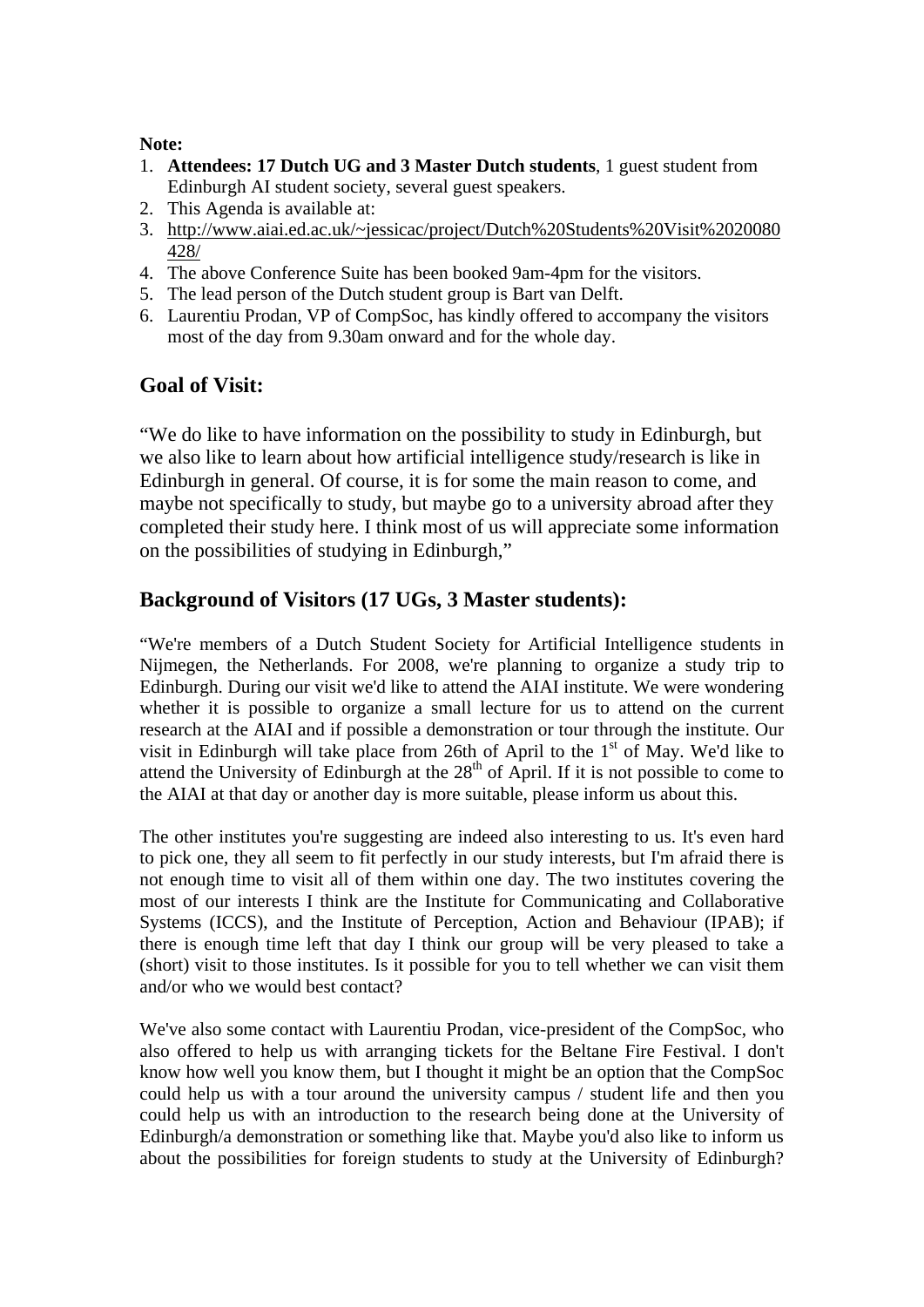**Note:**

1. **Attendees: 17 Dutch UG and 3 Master Dutch students**, 1 guest student from Edinburgh AI student society, several guest speakers.
2. This Agenda is available at:
3. http://www.aiai.ed.ac.uk/~jessicac/project/Dutch%20Students%20Visit%2020080428/
4. The above Conference Suite has been booked 9am-4pm for the visitors.
5. The lead person of the Dutch student group is Bart van Delft.
6. Laurentiu Prodan, VP of CompSoc, has kindly offered to accompany the visitors most of the day from 9.30am onward and for the whole day.

## Goal of Visit:

"We do like to have information on the possibility to study in Edinburgh, but we also like to learn about how artificial intelligence study/research is like in Edinburgh in general. Of course, it is for some the main reason to come, and maybe not specifically to study, but maybe go to a university abroad after they completed their study here. I think most of us will appreciate some information on the possibilities of studying in Edinburgh,"

## Background of Visitors (17 UGs, 3 Master students):

"We're members of a Dutch Student Society for Artificial Intelligence students in Nijmegen, the Netherlands. For 2008, we're planning to organize a study trip to Edinburgh. During our visit we'd like to attend the AIAI institute. We were wondering whether it is possible to organize a small lecture for us to attend on the current research at the AIAI and if possible a demonstration or tour through the institute. Our visit in Edinburgh will take place from 26th of April to the 1st of May. We'd like to attend the University of Edinburgh at the 28th of April. If it is not possible to come to the AIAI at that day or another day is more suitable, please inform us about this.

The other institutes you're suggesting are indeed also interesting to us. It's even hard to pick one, they all seem to fit perfectly in our study interests, but I'm afraid there is not enough time to visit all of them within one day. The two institutes covering the most of our interests I think are the Institute for Communicating and Collaborative Systems (ICCS), and the Institute of Perception, Action and Behaviour (IPAB); if there is enough time left that day I think our group will be very pleased to take a (short) visit to those institutes. Is it possible for you to tell whether we can visit them and/or who we would best contact?

We've also some contact with Laurentiu Prodan, vice-president of the CompSoc, who also offered to help us with arranging tickets for the Beltane Fire Festival. I don't know how well you know them, but I thought it might be an option that the CompSoc could help us with a tour around the university campus / student life and then you could help us with an introduction to the research being done at the University of Edinburgh/a demonstration or something like that. Maybe you'd also like to inform us about the possibilities for foreign students to study at the University of Edinburgh?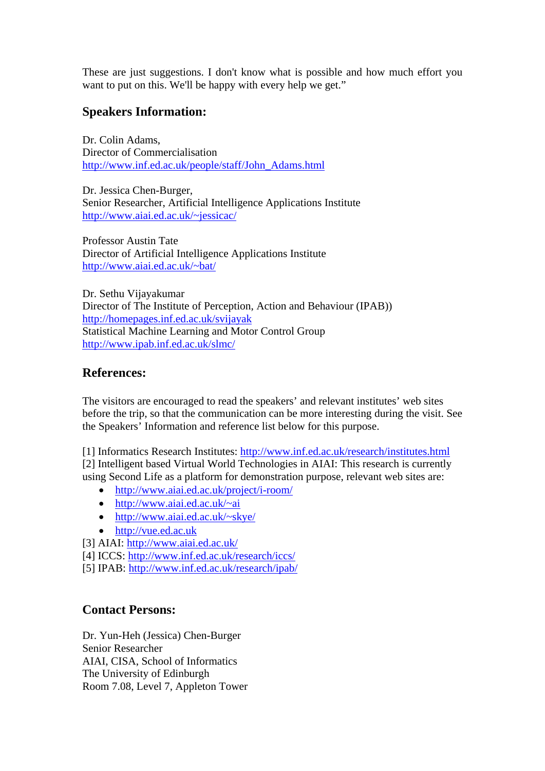These are just suggestions. I don't know what is possible and how much effort you want to put on this. We'll be happy with every help we get."

## Speakers Information:

Dr. Colin Adams,
Director of Commercialisation
http://www.inf.ed.ac.uk/people/staff/John_Adams.html

Dr. Jessica Chen-Burger,
Senior Researcher, Artificial Intelligence Applications Institute
http://www.aiai.ed.ac.uk/~jessicac/

Professor Austin Tate
Director of Artificial Intelligence Applications Institute
http://www.aiai.ed.ac.uk/~bat/

Dr. Sethu Vijayakumar
Director of The Institute of Perception, Action and Behaviour (IPAB))
http://homepages.inf.ed.ac.uk/svijayak
Statistical Machine Learning and Motor Control Group
http://www.ipab.inf.ed.ac.uk/slmc/

## References:

The visitors are encouraged to read the speakers' and relevant institutes' web sites before the trip, so that the communication can be more interesting during the visit. See the Speakers' Information and reference list below for this purpose.

[1] Informatics Research Institutes: http://www.inf.ed.ac.uk/research/institutes.html
[2] Intelligent based Virtual World Technologies in AIAI: This research is currently using Second Life as a platform for demonstration purpose, relevant web sites are:

- http://www.aiai.ed.ac.uk/project/i-room/
- http://www.aiai.ed.ac.uk/~ai
- http://www.aiai.ed.ac.uk/~skye/
- http://vue.ed.ac.uk

[3] AIAI: http://www.aiai.ed.ac.uk/
[4] ICCS: http://www.inf.ed.ac.uk/research/iccs/
[5] IPAB: http://www.inf.ed.ac.uk/research/ipab/

## Contact Persons:

Dr. Yun-Heh (Jessica) Chen-Burger
Senior Researcher
AIAI, CISA, School of Informatics
The University of Edinburgh
Room 7.08, Level 7, Appleton Tower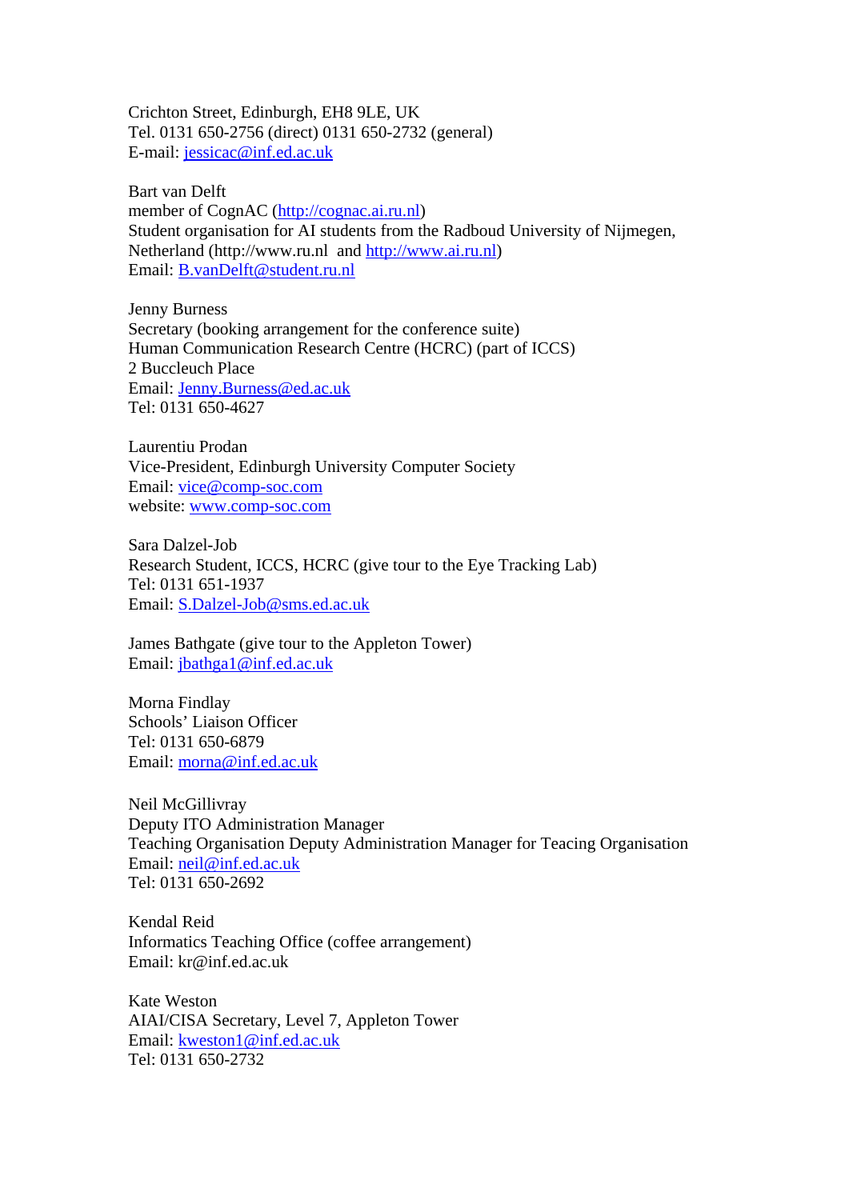Crichton Street, Edinburgh, EH8 9LE, UK
Tel. 0131 650-2756 (direct) 0131 650-2732 (general)
E-mail: jessicac@inf.ed.ac.uk

Bart van Delft
member of CognAC (http://cognac.ai.ru.nl)
Student organisation for AI students from the Radboud University of Nijmegen, Netherland (http://www.ru.nl and http://www.ai.ru.nl)
Email: B.vanDelft@student.ru.nl

Jenny Burness
Secretary (booking arrangement for the conference suite)
Human Communication Research Centre (HCRC) (part of ICCS)
2 Buccleuch Place
Email: Jenny.Burness@ed.ac.uk
Tel: 0131 650-4627

Laurentiu Prodan
Vice-President, Edinburgh University Computer Society
Email: vice@comp-soc.com
website: www.comp-soc.com

Sara Dalzel-Job
Research Student, ICCS, HCRC (give tour to the Eye Tracking Lab)
Tel: 0131 651-1937
Email: S.Dalzel-Job@sms.ed.ac.uk

James Bathgate (give tour to the Appleton Tower)
Email: jbathga1@inf.ed.ac.uk

Morna Findlay
Schools' Liaison Officer
Tel: 0131 650-6879
Email: morna@inf.ed.ac.uk

Neil McGillivray
Deputy ITO Administration Manager
Teaching Organisation Deputy Administration Manager for Teacing Organisation
Email: neil@inf.ed.ac.uk
Tel: 0131 650-2692

Kendal Reid
Informatics Teaching Office (coffee arrangement)
Email: kr@inf.ed.ac.uk

Kate Weston
AIAI/CISA Secretary, Level 7, Appleton Tower
Email: kweston1@inf.ed.ac.uk
Tel: 0131 650-2732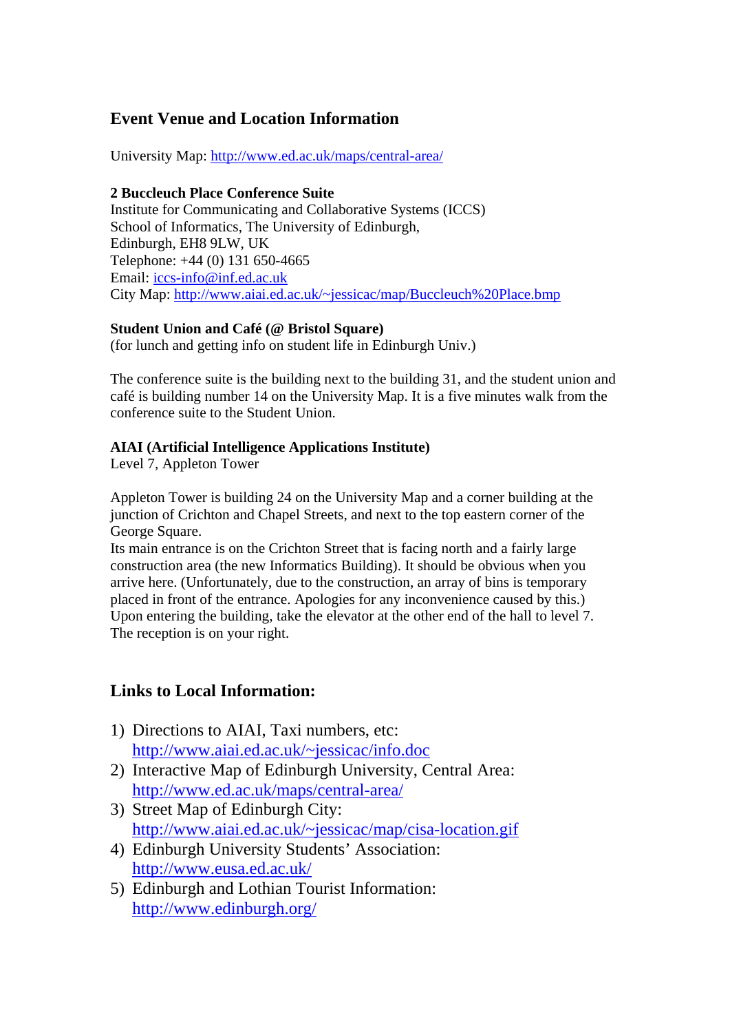## Event Venue and Location Information

University Map: http://www.ed.ac.uk/maps/central-area/

**2 Buccleuch Place Conference Suite**
Institute for Communicating and Collaborative Systems (ICCS)
School of Informatics, The University of Edinburgh,
Edinburgh, EH8 9LW, UK
Telephone: +44 (0) 131 650-4665
Email: iccs-info@inf.ed.ac.uk
City Map: http://www.aiai.ed.ac.uk/~jessicac/map/Buccleuch%20Place.bmp

**Student Union and Café (@ Bristol Square)**
(for lunch and getting info on student life in Edinburgh Univ.)

The conference suite is the building next to the building 31, and the student union and café is building number 14 on the University Map. It is a five minutes walk from the conference suite to the Student Union.

**AIAI (Artificial Intelligence Applications Institute)**
Level 7, Appleton Tower

Appleton Tower is building 24 on the University Map and a corner building at the junction of Crichton and Chapel Streets, and next to the top eastern corner of the George Square.
Its main entrance is on the Crichton Street that is facing north and a fairly large construction area (the new Informatics Building). It should be obvious when you arrive here. (Unfortunately, due to the construction, an array of bins is temporary placed in front of the entrance. Apologies for any inconvenience caused by this.) Upon entering the building, take the elevator at the other end of the hall to level 7. The reception is on your right.

## Links to Local Information:

1) Directions to AIAI, Taxi numbers, etc:
   http://www.aiai.ed.ac.uk/~jessicac/info.doc
2) Interactive Map of Edinburgh University, Central Area:
   http://www.ed.ac.uk/maps/central-area/
3) Street Map of Edinburgh City:
   http://www.aiai.ed.ac.uk/~jessicac/map/cisa-location.gif
4) Edinburgh University Students' Association:
   http://www.eusa.ed.ac.uk/
5) Edinburgh and Lothian Tourist Information:
   http://www.edinburgh.org/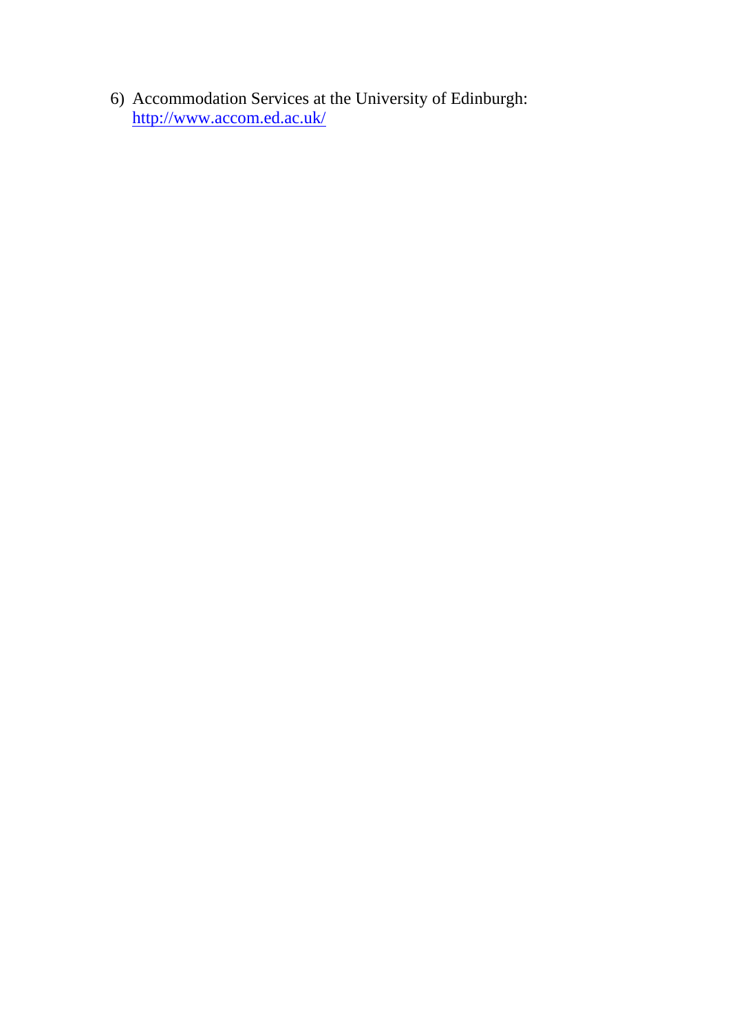6) Accommodation Services at the University of Edinburgh:
   http://www.accom.ed.ac.uk/